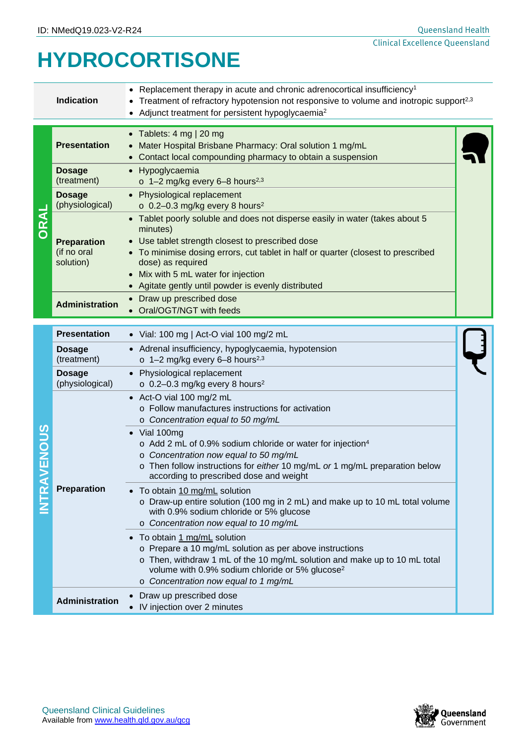ID: NMedQ19.023-V2-R24

# HYDROCORTISONE

| | |
|---|---|
| **Indication** | • Replacement therapy in acute and chronic adrenocortical insufficiency[1]<br>• Treatment of refractory hypotension not responsive to volume and inotropic support[2,3]<br>• Adjunct treatment for persistent hypoglycaemia[2] |

## ORAL

| | |
|---|---|
| **Presentation** | • Tablets: 4 mg \| 20 mg<br>• Mater Hospital Brisbane Pharmacy: Oral solution 1 mg/mL<br>• Contact local compounding pharmacy to obtain a suspension |
| **Dosage** (treatment) | • Hypoglycaemia<br>o 1–2 mg/kg every 6–8 hours[2,3] |
| **Dosage** (physiological) | • Physiological replacement<br>o 0.2–0.3 mg/kg every 8 hours[2] |
| **Preparation** (if no oral solution) | • Tablet poorly soluble and does not disperse easily in water (takes about 5 minutes)<br>• Use tablet strength closest to prescribed dose<br>• To minimise dosing errors, cut tablet in half or quarter (closest to prescribed dose) as required<br>• Mix with 5 mL water for injection<br>• Agitate gently until powder is evenly distributed |
| **Administration** | • Draw up prescribed dose<br>• Oral/OGT/NGT with feeds |

## INTRAVENOUS

| | |
|---|---|
| **Presentation** | • Vial: 100 mg \| Act-O vial 100 mg/2 mL |
| **Dosage** (treatment) | • Adrenal insufficiency, hypoglycaemia, hypotension<br>o 1–2 mg/kg every 6–8 hours[2,3] |
| **Dosage** (physiological) | • Physiological replacement<br>o 0.2–0.3 mg/kg every 8 hours[2] |
| **Preparation** | • Act-O vial 100 mg/2 mL<br>o Follow manufactures instructions for activation<br>o *Concentration equal to 50 mg/mL*<br><br>• Vial 100mg<br>o Add 2 mL of 0.9% sodium chloride or water for injection[4]<br>o *Concentration now equal to 50 mg/mL*<br>o Then follow instructions for *either* 10 mg/mL *or* 1 mg/mL preparation below according to prescribed dose and weight<br><br>• To obtain 10 mg/mL solution<br>o Draw-up entire solution (100 mg in 2 mL) and make up to 10 mL total volume with 0.9% sodium chloride or 5% glucose<br>o *Concentration now equal to 10 mg/mL*<br><br>• To obtain 1 mg/mL solution<br>o Prepare a 10 mg/mL solution as per above instructions<br>o Then, withdraw 1 mL of the 10 mg/mL solution and make up to 10 mL total volume with 0.9% sodium chloride or 5% glucose[2]<br>o *Concentration now equal to 1 mg/mL* |
| **Administration** | • Draw up prescribed dose<br>• IV injection over 2 minutes |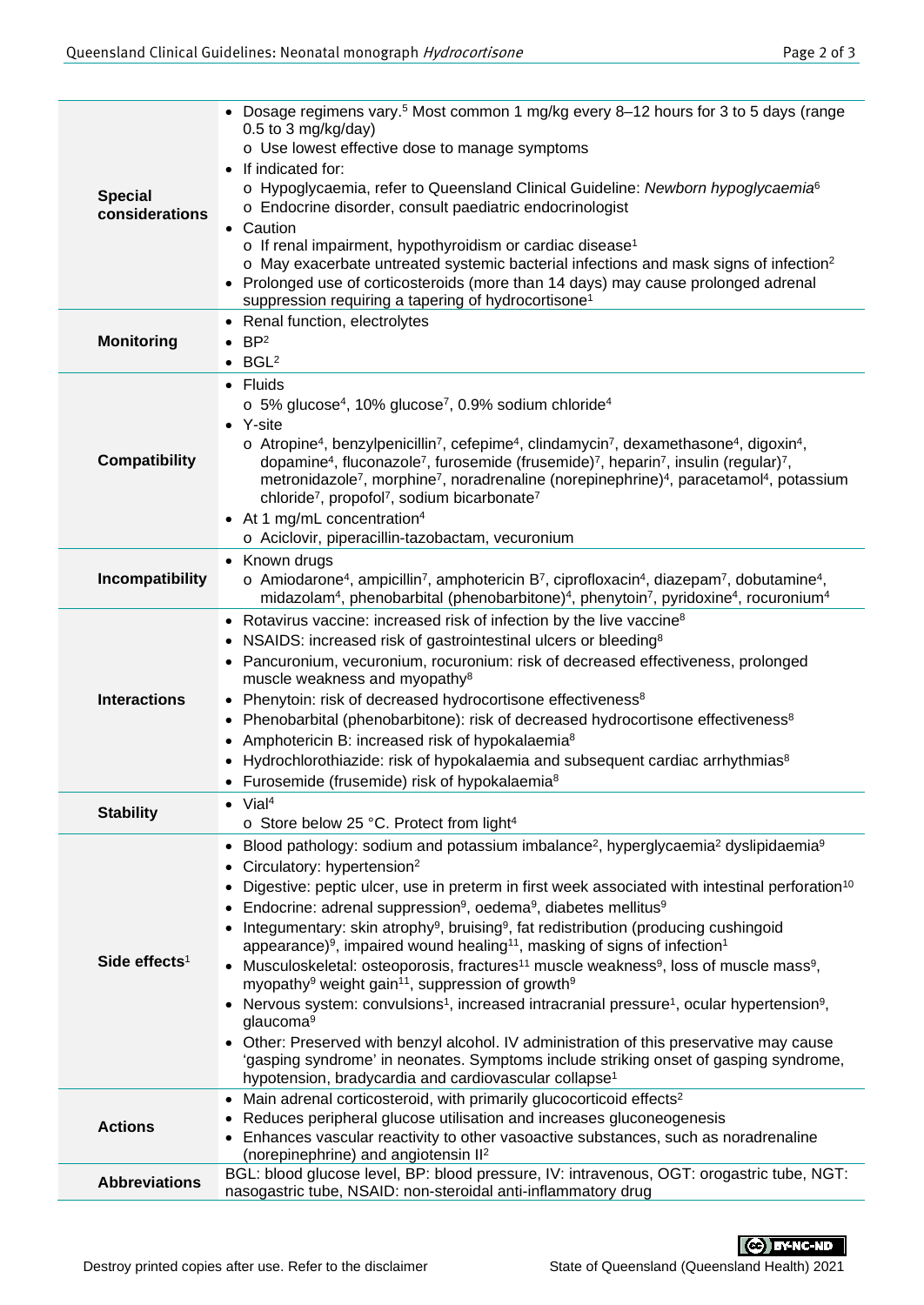| | |
|---|---|
| **Special considerations** | • Dosage regimens vary.[5] Most common 1 mg/kg every 8–12 hours for 3 to 5 days (range 0.5 to 3 mg/kg/day)<br>o Use lowest effective dose to manage symptoms<br>• If indicated for:<br>o Hypoglycaemia, refer to Queensland Clinical Guideline: *Newborn hypoglycaemia*[6]<br>o Endocrine disorder, consult paediatric endocrinologist<br>• Caution<br>o If renal impairment, hypothyroidism or cardiac disease[1]<br>o May exacerbate untreated systemic bacterial infections and mask signs of infection[2]<br>• Prolonged use of corticosteroids (more than 14 days) may cause prolonged adrenal suppression requiring a tapering of hydrocortisone[1] |
| **Monitoring** | • Renal function, electrolytes<br>• BP[2]<br>• BGL[2] |
| **Compatibility** | • Fluids<br>o 5% glucose[4], 10% glucose[7], 0.9% sodium chloride[4]<br>• Y-site<br>o Atropine[4], benzylpenicillin[7], cefepime[4], clindamycin[7], dexamethasone[4], digoxin[4], dopamine[4], fluconazole[7], furosemide (frusemide)[7], heparin[7], insulin (regular)[7], metronidazole[7], morphine[7], noradrenaline (norepinephrine)[4], paracetamol[4], potassium chloride[7], propofol[7], sodium bicarbonate[7]<br>• At 1 mg/mL concentration[4]<br>o Aciclovir, piperacillin-tazobactam, vecuronium |
| **Incompatibility** | • Known drugs<br>o Amiodarone[4], ampicillin[7], amphotericin B[7], ciprofloxacin[4], diazepam[7], dobutamine[4], midazolam[4], phenobarbital (phenobarbitone)[4], phenytoin[7], pyridoxine[4], rocuronium[4] |
| **Interactions** | • Rotavirus vaccine: increased risk of infection by the live vaccine[8]<br>• NSAIDS: increased risk of gastrointestinal ulcers or bleeding[8]<br>• Pancuronium, vecuronium, rocuronium: risk of decreased effectiveness, prolonged muscle weakness and myopathy[8]<br>• Phenytoin: risk of decreased hydrocortisone effectiveness[8]<br>• Phenobarbital (phenobarbitone): risk of decreased hydrocortisone effectiveness[8]<br>• Amphotericin B: increased risk of hypokalaemia[8]<br>• Hydrochlorothiazide: risk of hypokalaemia and subsequent cardiac arrhythmias[8]<br>• Furosemide (frusemide) risk of hypokalaemia[8] |
| **Stability** | • Vial[4]<br>o Store below 25 °C. Protect from light[4] |
| **Side effects**[1] | • Blood pathology: sodium and potassium imbalance[2], hyperglycaemia[2] dyslipidaemia[9]<br>• Circulatory: hypertension[2]<br>• Digestive: peptic ulcer, use in preterm in first week associated with intestinal perforation[10]<br>• Endocrine: adrenal suppression[9], oedema[9], diabetes mellitus[9]<br>• Integumentary: skin atrophy[9], bruising[9], fat redistribution (producing cushingoid appearance)[9], impaired wound healing[11], masking of signs of infection[1]<br>• Musculoskeletal: osteoporosis, fractures[11] muscle weakness[9], loss of muscle mass[9], myopathy[9] weight gain[11], suppression of growth[9]<br>• Nervous system: convulsions[1], increased intracranial pressure[1], ocular hypertension[9], glaucoma[9]<br>• Other: Preserved with benzyl alcohol. IV administration of this preservative may cause 'gasping syndrome' in neonates. Symptoms include striking onset of gasping syndrome, hypotension, bradycardia and cardiovascular collapse[1] |
| **Actions** | • Main adrenal corticosteroid, with primarily glucocorticoid effects[2]<br>• Reduces peripheral glucose utilisation and increases gluconeogenesis<br>• Enhances vascular reactivity to other vasoactive substances, such as noradrenaline (norepinephrine) and angiotensin II[2] |
| **Abbreviations** | BGL: blood glucose level, BP: blood pressure, IV: intravenous, OGT: orogastric tube, NGT: nasogastric tube, NSAID: non-steroidal anti-inflammatory drug |

Destroy printed copies after use. Refer to the disclaimer

State of Queensland (Queensland Health) 2021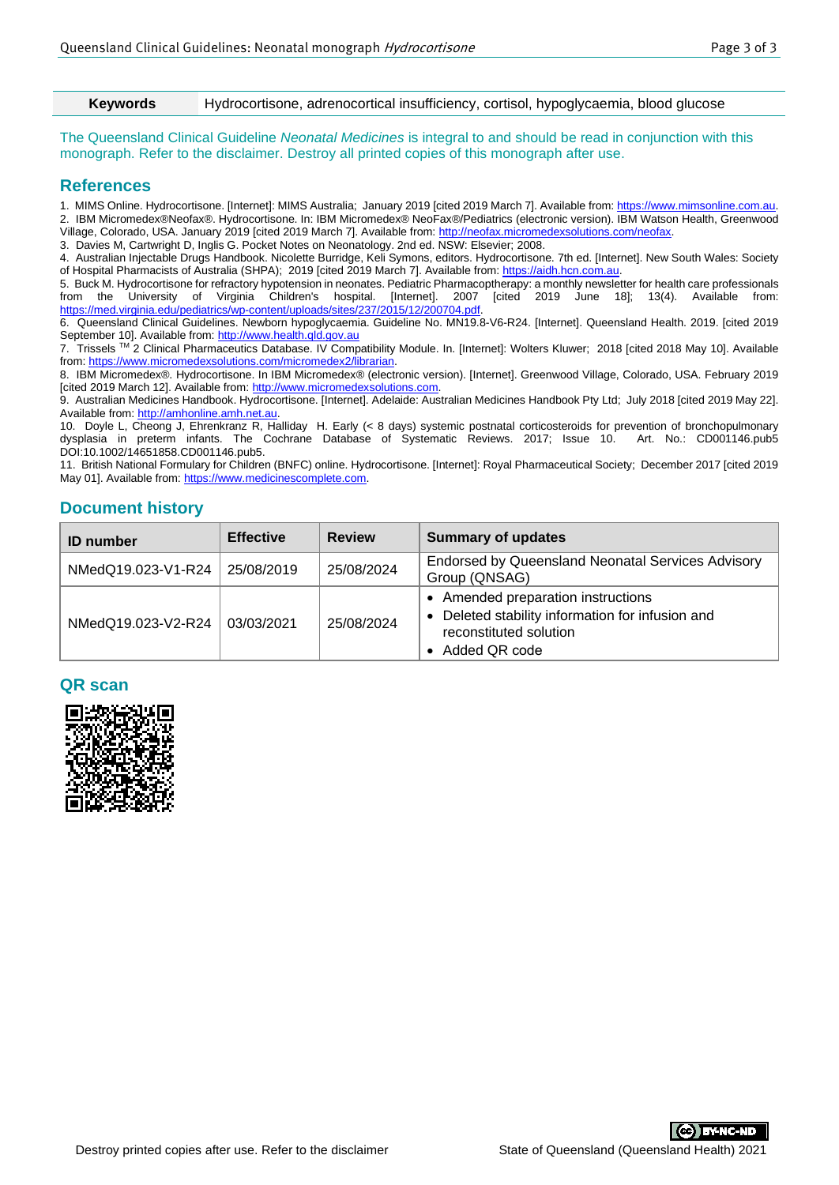| Keywords | Hydrocortisone, adrenocortical insufficiency, cortisol, hypoglycaemia, blood glucose |
|---|---|

The Queensland Clinical Guideline *Neonatal Medicines* is integral to and should be read in conjunction with this monograph. Refer to the disclaimer. Destroy all printed copies of this monograph after use.

## References

1. MIMS Online. Hydrocortisone. [Internet]: MIMS Australia; January 2019 [cited 2019 March 7]. Available from: https://www.mimsonline.com.au.
2. IBM Micromedex®Neofax®. Hydrocortisone. In: IBM Micromedex® NeoFax®/Pediatrics (electronic version). IBM Watson Health, Greenwood Village, Colorado, USA. January 2019 [cited 2019 March 7]. Available from: http://neofax.micromedexsolutions.com/neofax.
3. Davies M, Cartwright D, Inglis G. Pocket Notes on Neonatology. 2nd ed. NSW: Elsevier; 2008.
4. Australian Injectable Drugs Handbook. Nicolette Burridge, Keli Symons, editors. Hydrocortisone. 7th ed. [Internet]. New South Wales: Society of Hospital Pharmacists of Australia (SHPA); 2019 [cited 2019 March 7]. Available from: https://aidh.hcn.com.au.
5. Buck M. Hydrocortisone for refractory hypotension in neonates. Pediatric Pharmacoptherapy: a monthly newsletter for health care professionals from the University of Virginia Children's hospital. [Internet]. 2007 [cited 2019 June 18]; 13(4). Available from: https://med.virginia.edu/pediatrics/wp-content/uploads/sites/237/2015/12/200704.pdf.
6. Queensland Clinical Guidelines. Newborn hypoglycaemia. Guideline No. MN19.8-V6-R24. [Internet]. Queensland Health. 2019. [cited 2019 September 10]. Available from: http://www.health.qld.gov.au
7. Trissels ™ 2 Clinical Pharmaceutics Database. IV Compatibility Module. In. [Internet]: Wolters Kluwer; 2018 [cited 2018 May 10]. Available from: https://www.micromedexsolutions.com/micromedex2/librarian.
8. IBM Micromedex®. Hydrocortisone. In IBM Micromedex® (electronic version). [Internet]. Greenwood Village, Colorado, USA. February 2019 [cited 2019 March 12]. Available from: http://www.micromedexsolutions.com.
9. Australian Medicines Handbook. Hydrocortisone. [Internet]. Adelaide: Australian Medicines Handbook Pty Ltd; July 2018 [cited 2019 May 22]. Available from: http://amhonline.amh.net.au.
10. Doyle L, Cheong J, Ehrenkranz R, Halliday H. Early (< 8 days) systemic postnatal corticosteroids for prevention of bronchopulmonary dysplasia in preterm infants. The Cochrane Database of Systematic Reviews. 2017; Issue 10. Art. No.: CD001146.pub5 DOI:10.1002/14651858.CD001146.pub5.
11. British National Formulary for Children (BNFC) online. Hydrocortisone. [Internet]: Royal Pharmaceutical Society; December 2017 [cited 2019 May 01]. Available from: https://www.medicinescomplete.com.

## Document history

| ID number | Effective | Review | Summary of updates |
|---|---|---|---|
| NMedQ19.023-V1-R24 | 25/08/2019 | 25/08/2024 | Endorsed by Queensland Neonatal Services Advisory Group (QNSAG) |
| NMedQ19.023-V2-R24 | 03/03/2021 | 25/08/2024 | • Amended preparation instructions<br>• Deleted stability information for infusion and reconstituted solution<br>• Added QR code |

## QR scan

Destroy printed copies after use. Refer to the disclaimer

State of Queensland (Queensland Health) 2021